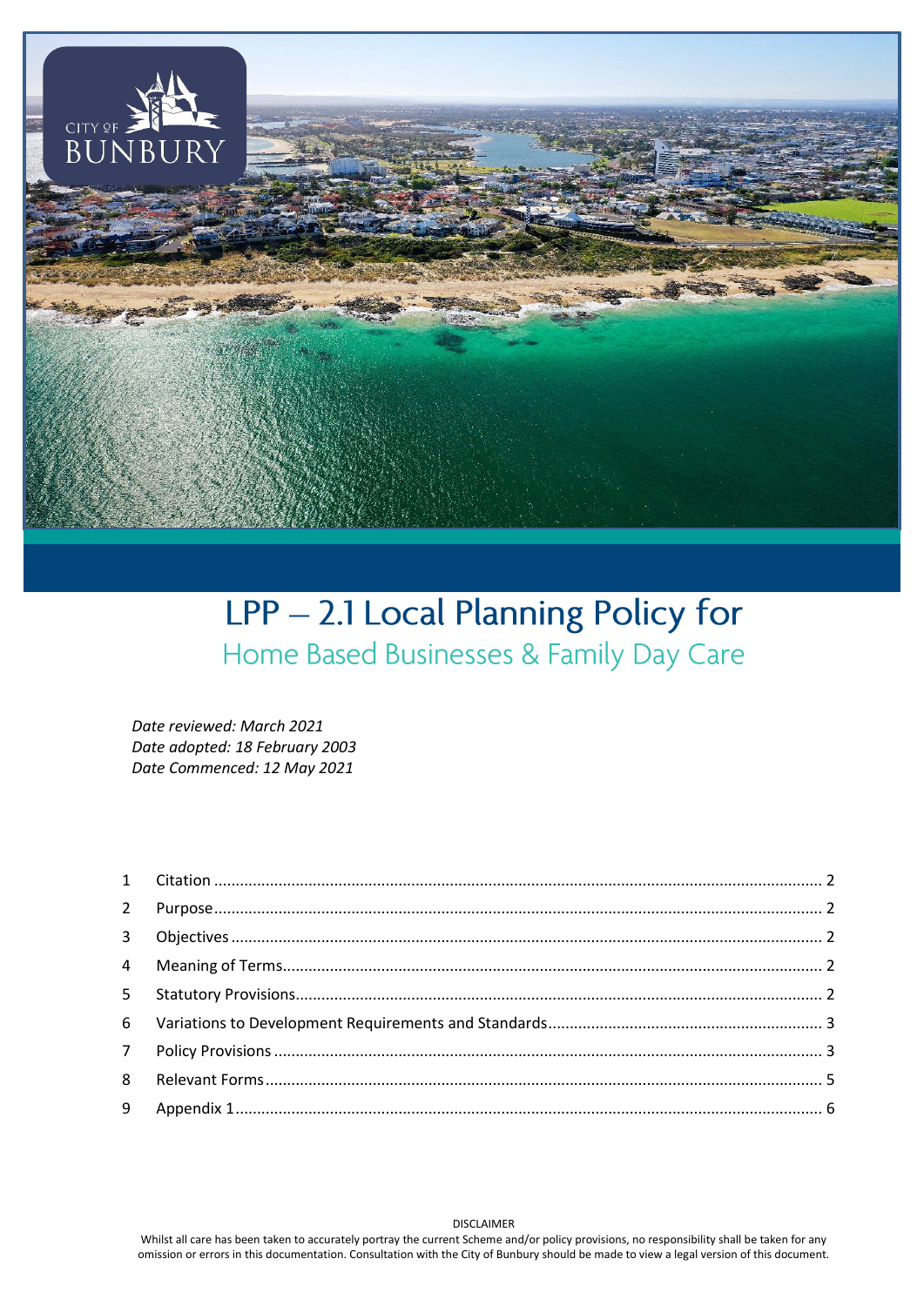CITY OF BUNBURY

# LPP – 2.1 Local Planning Policy for

## Home Based Businesses & Family Day Care

*Date reviewed: March 2021*
*Date adopted: 18 February 2003*
*Date Commenced: 12 May 2021*

| | | |
|---|---|---|
| 1 | Citation | 2 |
| 2 | Purpose | 2 |
| 3 | Objectives | 2 |
| 4 | Meaning of Terms | 2 |
| 5 | Statutory Provisions | 2 |
| 6 | Variations to Development Requirements and Standards | 3 |
| 7 | Policy Provisions | 3 |
| 8 | Relevant Forms | 5 |
| 9 | Appendix 1 | 6 |

DISCLAIMER
Whilst all care has been taken to accurately portray the current Scheme and/or policy provisions, no responsibility shall be taken for any omission or errors in this documentation. Consultation with the City of Bunbury should be made to view a legal version of this document.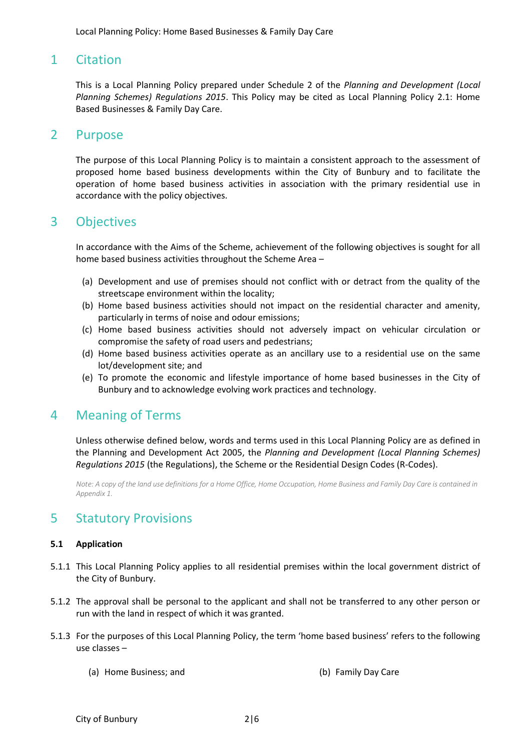# 1 Citation

This is a Local Planning Policy prepared under Schedule 2 of the *Planning and Development (Local Planning Schemes) Regulations 2015*. This Policy may be cited as Local Planning Policy 2.1: Home Based Businesses & Family Day Care.

# 2 Purpose

The purpose of this Local Planning Policy is to maintain a consistent approach to the assessment of proposed home based business developments within the City of Bunbury and to facilitate the operation of home based business activities in association with the primary residential use in accordance with the policy objectives.

# 3 Objectives

In accordance with the Aims of the Scheme, achievement of the following objectives is sought for all home based business activities throughout the Scheme Area –

(a) Development and use of premises should not conflict with or detract from the quality of the streetscape environment within the locality;
(b) Home based business activities should not impact on the residential character and amenity, particularly in terms of noise and odour emissions;
(c) Home based business activities should not adversely impact on vehicular circulation or compromise the safety of road users and pedestrians;
(d) Home based business activities operate as an ancillary use to a residential use on the same lot/development site; and
(e) To promote the economic and lifestyle importance of home based businesses in the City of Bunbury and to acknowledge evolving work practices and technology.

# 4 Meaning of Terms

Unless otherwise defined below, words and terms used in this Local Planning Policy are as defined in the Planning and Development Act 2005, the *Planning and Development (Local Planning Schemes) Regulations 2015* (the Regulations), the Scheme or the Residential Design Codes (R-Codes).

*Note: A copy of the land use definitions for a Home Office, Home Occupation, Home Business and Family Day Care is contained in Appendix 1.*

# 5 Statutory Provisions

### 5.1 Application

5.1.1 This Local Planning Policy applies to all residential premises within the local government district of the City of Bunbury.

5.1.2 The approval shall be personal to the applicant and shall not be transferred to any other person or run with the land in respect of which it was granted.

5.1.3 For the purposes of this Local Planning Policy, the term 'home based business' refers to the following use classes –

(a) Home Business; and
(b) Family Day Care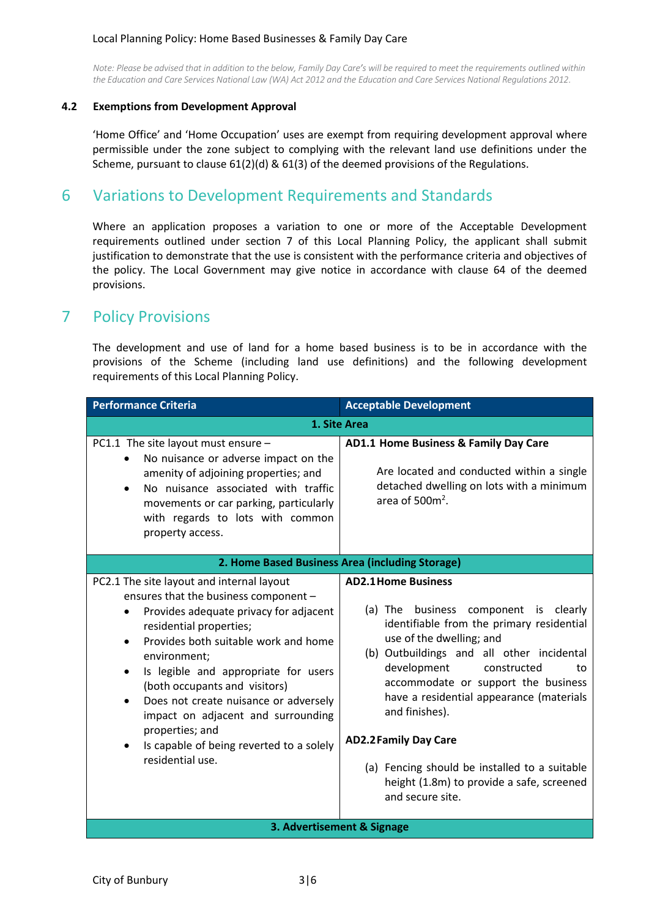*Note: Please be advised that in addition to the below, Family Day Care's will be required to meet the requirements outlined within the Education and Care Services National Law (WA) Act 2012 and the Education and Care Services National Regulations 2012.*

### 4.2 Exemptions from Development Approval

'Home Office' and 'Home Occupation' uses are exempt from requiring development approval where permissible under the zone subject to complying with the relevant land use definitions under the Scheme, pursuant to clause 61(2)(d) & 61(3) of the deemed provisions of the Regulations.

## 6 Variations to Development Requirements and Standards

Where an application proposes a variation to one or more of the Acceptable Development requirements outlined under section 7 of this Local Planning Policy, the applicant shall submit justification to demonstrate that the use is consistent with the performance criteria and objectives of the policy. The Local Government may give notice in accordance with clause 64 of the deemed provisions.

## 7 Policy Provisions

The development and use of land for a home based business is to be in accordance with the provisions of the Scheme (including land use definitions) and the following development requirements of this Local Planning Policy.

| Performance Criteria | Acceptable Development |
|---|---|
| **1. Site Area** | |
| PC1.1 The site layout must ensure –<br>• No nuisance or adverse impact on the amenity of adjoining properties; and<br>• No nuisance associated with traffic movements or car parking, particularly with regards to lots with common property access. | **AD1.1 Home Business & Family Day Care**<br><br>Are located and conducted within a single detached dwelling on lots with a minimum area of 500m$^2$. |
| **2. Home Based Business Area (including Storage)** | |
| PC2.1 The site layout and internal layout ensures that the business component –<br>• Provides adequate privacy for adjacent residential properties;<br>• Provides both suitable work and home environment;<br>• Is legible and appropriate for users (both occupants and visitors)<br>• Does not create nuisance or adversely impact on adjacent and surrounding properties; and<br>• Is capable of being reverted to a solely residential use. | **AD2.1 Home Business**<br><br>(a) The business component is clearly identifiable from the primary residential use of the dwelling; and<br>(b) Outbuildings and all other incidental development constructed to accommodate or support the business have a residential appearance (materials and finishes).<br><br>**AD2.2 Family Day Care**<br><br>(a) Fencing should be installed to a suitable height (1.8m) to provide a safe, screened and secure site. |
| **3. Advertisement & Signage** | |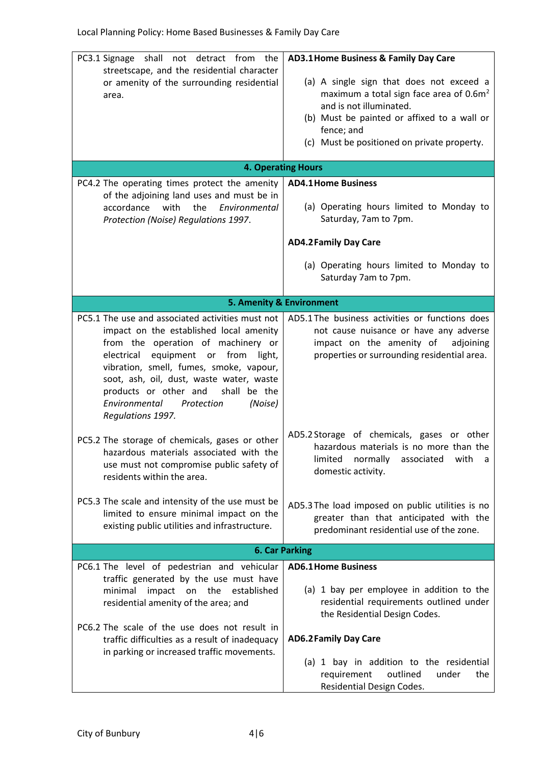| | |
|---|---|
| PC3.1 Signage shall not detract from the streetscape, and the residential character or amenity of the surrounding residential area. | **AD3.1 Home Business & Family Day Care**<br><br>(a) A single sign that does not exceed a maximum a total sign face area of 0.6m$^2$ and is not illuminated.<br>(b) Must be painted or affixed to a wall or fence; and<br>(c) Must be positioned on private property. |
| **4. Operating Hours** | |
| PC4.2 The operating times protect the amenity of the adjoining land uses and must be in accordance with the *Environmental Protection (Noise) Regulations 1997*. | **AD4.1 Home Business**<br><br>(a) Operating hours limited to Monday to Saturday, 7am to 7pm.<br><br>**AD4.2 Family Day Care**<br><br>(a) Operating hours limited to Monday to Saturday 7am to 7pm. |
| **5. Amenity & Environment** | |
| PC5.1 The use and associated activities must not impact on the established local amenity from the operation of machinery or electrical equipment or from light, vibration, smell, fumes, smoke, vapour, soot, ash, oil, dust, waste water, waste products or other and shall be the *Environmental Protection (Noise) Regulations 1997.* | AD5.1 The business activities or functions does not cause nuisance or have any adverse impact on the amenity of adjoining properties or surrounding residential area. |
| PC5.2 The storage of chemicals, gases or other hazardous materials associated with the use must not compromise public safety of residents within the area. | AD5.2 Storage of chemicals, gases or other hazardous materials is no more than the limited normally associated with a domestic activity. |
| PC5.3 The scale and intensity of the use must be limited to ensure minimal impact on the existing public utilities and infrastructure. | AD5.3 The load imposed on public utilities is no greater than that anticipated with the predominant residential use of the zone. |
| **6. Car Parking** | |
| PC6.1 The level of pedestrian and vehicular traffic generated by the use must have minimal impact on the established residential amenity of the area; and<br><br>PC6.2 The scale of the use does not result in traffic difficulties as a result of inadequacy in parking or increased traffic movements. | **AD6.1 Home Business**<br><br>(a) 1 bay per employee in addition to the residential requirements outlined under the Residential Design Codes.<br><br>**AD6.2 Family Day Care**<br><br>(a) 1 bay in addition to the residential requirement outlined under the Residential Design Codes. |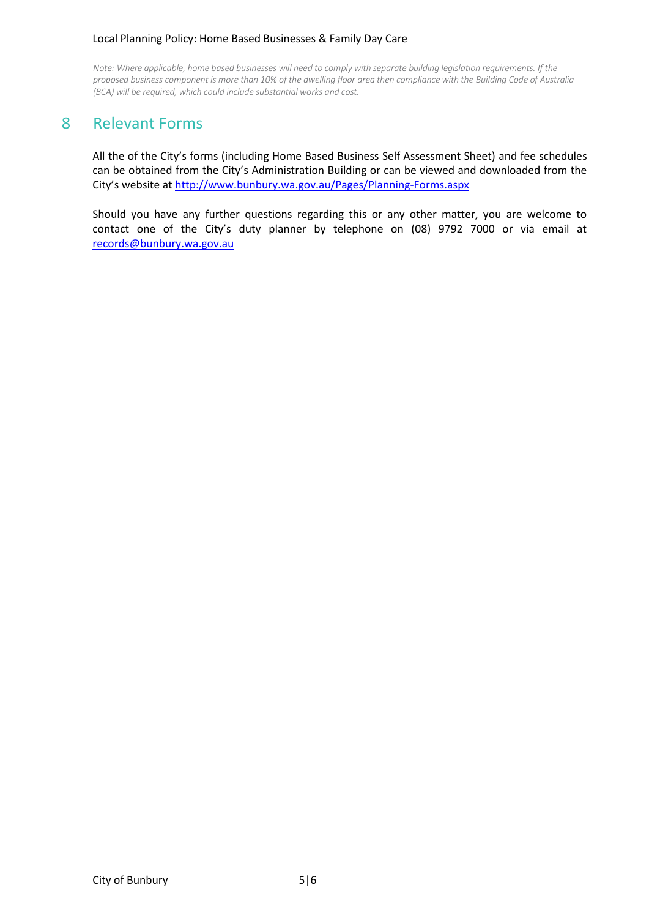*Note: Where applicable, home based businesses will need to comply with separate building legislation requirements. If the proposed business component is more than 10% of the dwelling floor area then compliance with the Building Code of Australia (BCA) will be required, which could include substantial works and cost.*

## 8 Relevant Forms

All the of the City's forms (including Home Based Business Self Assessment Sheet) and fee schedules can be obtained from the City's Administration Building or can be viewed and downloaded from the City's website at [http://www.bunbury.wa.gov.au/Pages/Planning-Forms.aspx](http://www.bunbury.wa.gov.au/Pages/Planning-Forms.aspx)

Should you have any further questions regarding this or any other matter, you are welcome to contact one of the City's duty planner by telephone on (08) 9792 7000 or via email at [records@bunbury.wa.gov.au](mailto:records@bunbury.wa.gov.au)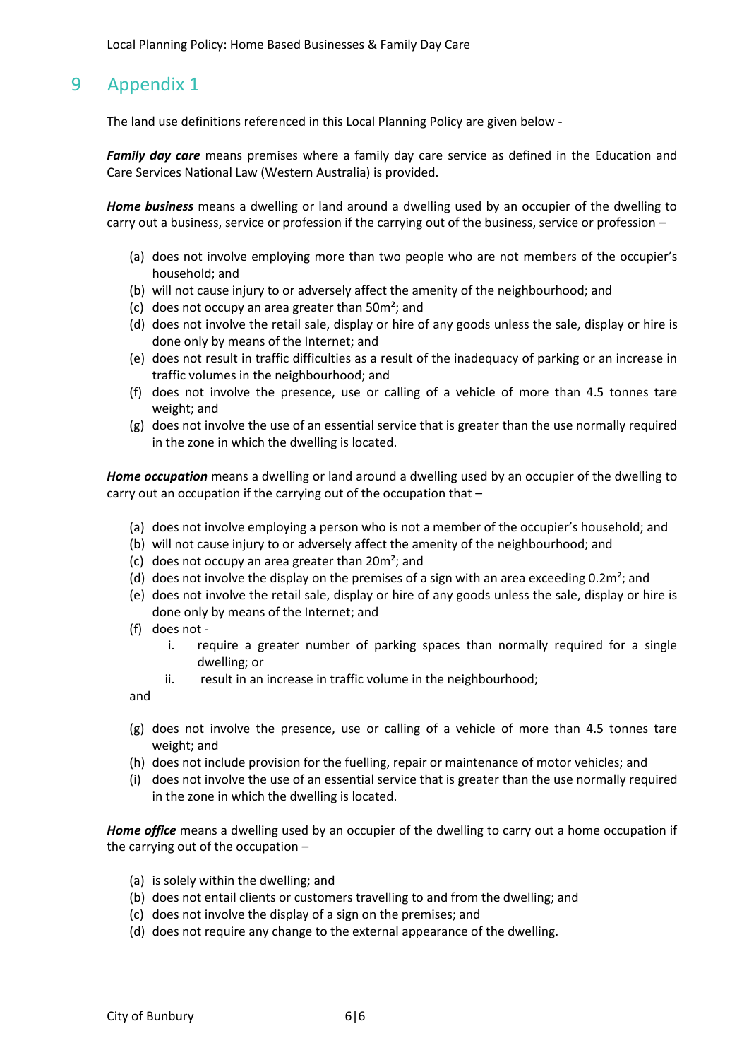# 9 Appendix 1

The land use definitions referenced in this Local Planning Policy are given below -

***Family day care*** means premises where a family day care service as defined in the Education and Care Services National Law (Western Australia) is provided.

***Home business*** means a dwelling or land around a dwelling used by an occupier of the dwelling to carry out a business, service or profession if the carrying out of the business, service or profession –

(a) does not involve employing more than two people who are not members of the occupier's household; and
(b) will not cause injury to or adversely affect the amenity of the neighbourhood; and
(c) does not occupy an area greater than 50m²; and
(d) does not involve the retail sale, display or hire of any goods unless the sale, display or hire is done only by means of the Internet; and
(e) does not result in traffic difficulties as a result of the inadequacy of parking or an increase in traffic volumes in the neighbourhood; and
(f) does not involve the presence, use or calling of a vehicle of more than 4.5 tonnes tare weight; and
(g) does not involve the use of an essential service that is greater than the use normally required in the zone in which the dwelling is located.

***Home occupation*** means a dwelling or land around a dwelling used by an occupier of the dwelling to carry out an occupation if the carrying out of the occupation that –

(a) does not involve employing a person who is not a member of the occupier's household; and
(b) will not cause injury to or adversely affect the amenity of the neighbourhood; and
(c) does not occupy an area greater than 20m²; and
(d) does not involve the display on the premises of a sign with an area exceeding 0.2m²; and
(e) does not involve the retail sale, display or hire of any goods unless the sale, display or hire is done only by means of the Internet; and
(f) does not -
    i. require a greater number of parking spaces than normally required for a single dwelling; or
    ii. result in an increase in traffic volume in the neighbourhood;

and

(g) does not involve the presence, use or calling of a vehicle of more than 4.5 tonnes tare weight; and
(h) does not include provision for the fuelling, repair or maintenance of motor vehicles; and
(i) does not involve the use of an essential service that is greater than the use normally required in the zone in which the dwelling is located.

***Home office*** means a dwelling used by an occupier of the dwelling to carry out a home occupation if the carrying out of the occupation –

(a) is solely within the dwelling; and
(b) does not entail clients or customers travelling to and from the dwelling; and
(c) does not involve the display of a sign on the premises; and
(d) does not require any change to the external appearance of the dwelling.